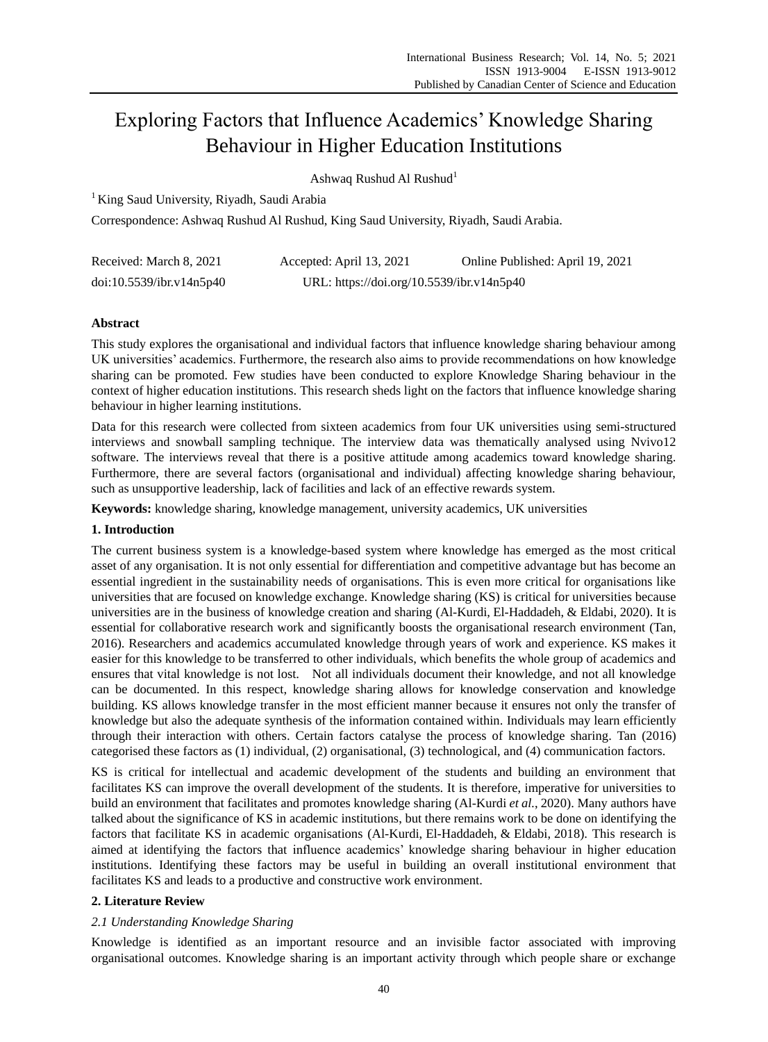# Exploring Factors that Influence Academics' Knowledge Sharing Behaviour in Higher Education Institutions

Ashwaq Rushud Al Rushud[1]

[1] King Saud University, Riyadh, Saudi Arabia

Correspondence: Ashwaq Rushud Al Rushud, King Saud University, Riyadh, Saudi Arabia.

Received: March 8, 2021 Accepted: April 13, 2021 Online Published: April 19, 2021

doi:10.5539/ibr.v14n5p40 URL: https://doi.org/10.5539/ibr.v14n5p40

**Abstract**

This study explores the organisational and individual factors that influence knowledge sharing behaviour among UK universities' academics. Furthermore, the research also aims to provide recommendations on how knowledge sharing can be promoted. Few studies have been conducted to explore Knowledge Sharing behaviour in the context of higher education institutions. This research sheds light on the factors that influence knowledge sharing behaviour in higher learning institutions.

Data for this research were collected from sixteen academics from four UK universities using semi-structured interviews and snowball sampling technique. The interview data was thematically analysed using Nvivo12 software. The interviews reveal that there is a positive attitude among academics toward knowledge sharing. Furthermore, there are several factors (organisational and individual) affecting knowledge sharing behaviour, such as unsupportive leadership, lack of facilities and lack of an effective rewards system.

**Keywords:** knowledge sharing, knowledge management, university academics, UK universities

## 1. Introduction

The current business system is a knowledge-based system where knowledge has emerged as the most critical asset of any organisation. It is not only essential for differentiation and competitive advantage but has become an essential ingredient in the sustainability needs of organisations. This is even more critical for organisations like universities that are focused on knowledge exchange. Knowledge sharing (KS) is critical for universities because universities are in the business of knowledge creation and sharing (Al-Kurdi, El-Haddadeh, & Eldabi, 2020). It is essential for collaborative research work and significantly boosts the organisational research environment (Tan, 2016). Researchers and academics accumulated knowledge through years of work and experience. KS makes it easier for this knowledge to be transferred to other individuals, which benefits the whole group of academics and ensures that vital knowledge is not lost. Not all individuals document their knowledge, and not all knowledge can be documented. In this respect, knowledge sharing allows for knowledge conservation and knowledge building. KS allows knowledge transfer in the most efficient manner because it ensures not only the transfer of knowledge but also the adequate synthesis of the information contained within. Individuals may learn efficiently through their interaction with others. Certain factors catalyse the process of knowledge sharing. Tan (2016) categorised these factors as (1) individual, (2) organisational, (3) technological, and (4) communication factors.

KS is critical for intellectual and academic development of the students and building an environment that facilitates KS can improve the overall development of the students. It is therefore, imperative for universities to build an environment that facilitates and promotes knowledge sharing (Al-Kurdi *et al.*, 2020). Many authors have talked about the significance of KS in academic institutions, but there remains work to be done on identifying the factors that facilitate KS in academic organisations (Al-Kurdi, El-Haddadeh, & Eldabi, 2018). This research is aimed at identifying the factors that influence academics' knowledge sharing behaviour in higher education institutions. Identifying these factors may be useful in building an overall institutional environment that facilitates KS and leads to a productive and constructive work environment.

## 2. Literature Review

### *2.1 Understanding Knowledge Sharing*

Knowledge is identified as an important resource and an invisible factor associated with improving organisational outcomes. Knowledge sharing is an important activity through which people share or exchange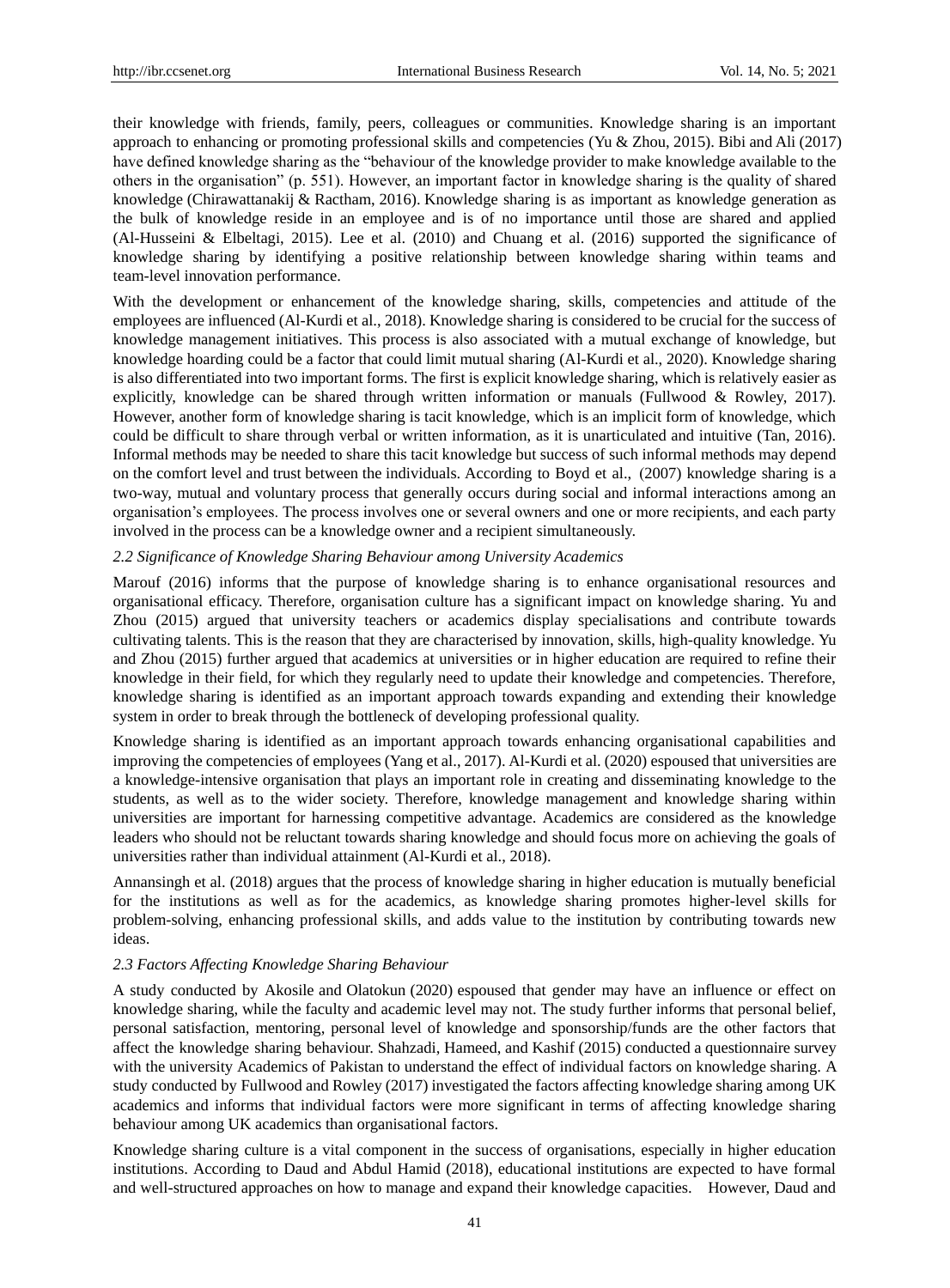their knowledge with friends, family, peers, colleagues or communities. Knowledge sharing is an important approach to enhancing or promoting professional skills and competencies (Yu & Zhou, 2015). Bibi and Ali (2017) have defined knowledge sharing as the "behaviour of the knowledge provider to make knowledge available to the others in the organisation" (p. 551). However, an important factor in knowledge sharing is the quality of shared knowledge (Chirawattanakij & Ractham, 2016). Knowledge sharing is as important as knowledge generation as the bulk of knowledge reside in an employee and is of no importance until those are shared and applied (Al-Husseini & Elbeltagi, 2015). Lee et al. (2010) and Chuang et al. (2016) supported the significance of knowledge sharing by identifying a positive relationship between knowledge sharing within teams and team-level innovation performance.

With the development or enhancement of the knowledge sharing, skills, competencies and attitude of the employees are influenced (Al-Kurdi et al., 2018). Knowledge sharing is considered to be crucial for the success of knowledge management initiatives. This process is also associated with a mutual exchange of knowledge, but knowledge hoarding could be a factor that could limit mutual sharing (Al-Kurdi et al., 2020). Knowledge sharing is also differentiated into two important forms. The first is explicit knowledge sharing, which is relatively easier as explicitly, knowledge can be shared through written information or manuals (Fullwood & Rowley, 2017). However, another form of knowledge sharing is tacit knowledge, which is an implicit form of knowledge, which could be difficult to share through verbal or written information, as it is unarticulated and intuitive (Tan, 2016). Informal methods may be needed to share this tacit knowledge but success of such informal methods may depend on the comfort level and trust between the individuals. According to Boyd et al., (2007) knowledge sharing is a two-way, mutual and voluntary process that generally occurs during social and informal interactions among an organisation's employees. The process involves one or several owners and one or more recipients, and each party involved in the process can be a knowledge owner and a recipient simultaneously.

### *2.2 Significance of Knowledge Sharing Behaviour among University Academics*

Marouf (2016) informs that the purpose of knowledge sharing is to enhance organisational resources and organisational efficacy. Therefore, organisation culture has a significant impact on knowledge sharing. Yu and Zhou (2015) argued that university teachers or academics display specialisations and contribute towards cultivating talents. This is the reason that they are characterised by innovation, skills, high-quality knowledge. Yu and Zhou (2015) further argued that academics at universities or in higher education are required to refine their knowledge in their field, for which they regularly need to update their knowledge and competencies. Therefore, knowledge sharing is identified as an important approach towards expanding and extending their knowledge system in order to break through the bottleneck of developing professional quality.

Knowledge sharing is identified as an important approach towards enhancing organisational capabilities and improving the competencies of employees (Yang et al., 2017). Al-Kurdi et al. (2020) espoused that universities are a knowledge-intensive organisation that plays an important role in creating and disseminating knowledge to the students, as well as to the wider society. Therefore, knowledge management and knowledge sharing within universities are important for harnessing competitive advantage. Academics are considered as the knowledge leaders who should not be reluctant towards sharing knowledge and should focus more on achieving the goals of universities rather than individual attainment (Al-Kurdi et al., 2018).

Annansingh et al. (2018) argues that the process of knowledge sharing in higher education is mutually beneficial for the institutions as well as for the academics, as knowledge sharing promotes higher-level skills for problem-solving, enhancing professional skills, and adds value to the institution by contributing towards new ideas.

### *2.3 Factors Affecting Knowledge Sharing Behaviour*

A study conducted by Akosile and Olatokun (2020) espoused that gender may have an influence or effect on knowledge sharing, while the faculty and academic level may not. The study further informs that personal belief, personal satisfaction, mentoring, personal level of knowledge and sponsorship/funds are the other factors that affect the knowledge sharing behaviour. Shahzadi, Hameed, and Kashif (2015) conducted a questionnaire survey with the university Academics of Pakistan to understand the effect of individual factors on knowledge sharing. A study conducted by Fullwood and Rowley (2017) investigated the factors affecting knowledge sharing among UK academics and informs that individual factors were more significant in terms of affecting knowledge sharing behaviour among UK academics than organisational factors.

Knowledge sharing culture is a vital component in the success of organisations, especially in higher education institutions. According to Daud and Abdul Hamid (2018), educational institutions are expected to have formal and well-structured approaches on how to manage and expand their knowledge capacities. However, Daud and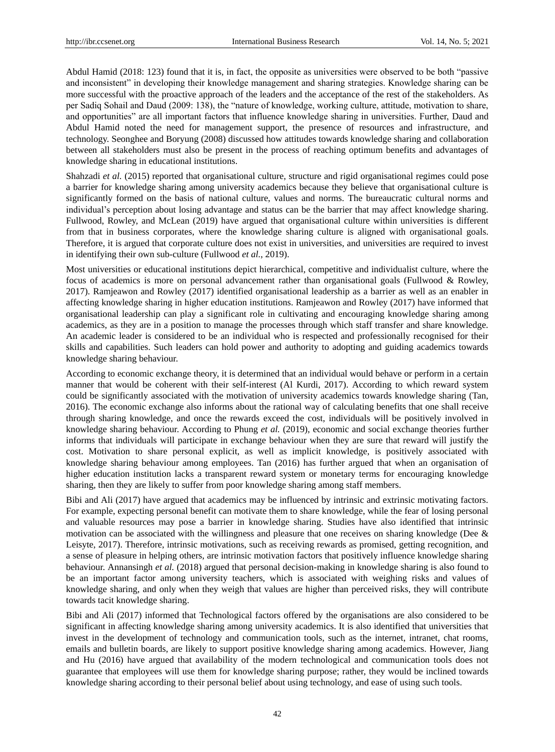Abdul Hamid (2018: 123) found that it is, in fact, the opposite as universities were observed to be both "passive and inconsistent" in developing their knowledge management and sharing strategies. Knowledge sharing can be more successful with the proactive approach of the leaders and the acceptance of the rest of the stakeholders. As per Sadiq Sohail and Daud (2009: 138), the "nature of knowledge, working culture, attitude, motivation to share, and opportunities" are all important factors that influence knowledge sharing in universities. Further, Daud and Abdul Hamid noted the need for management support, the presence of resources and infrastructure, and technology. Seonghee and Boryung (2008) discussed how attitudes towards knowledge sharing and collaboration between all stakeholders must also be present in the process of reaching optimum benefits and advantages of knowledge sharing in educational institutions.

Shahzadi *et al.* (2015) reported that organisational culture, structure and rigid organisational regimes could pose a barrier for knowledge sharing among university academics because they believe that organisational culture is significantly formed on the basis of national culture, values and norms. The bureaucratic cultural norms and individual's perception about losing advantage and status can be the barrier that may affect knowledge sharing. Fullwood, Rowley, and McLean (2019) have argued that organisational culture within universities is different from that in business corporates, where the knowledge sharing culture is aligned with organisational goals. Therefore, it is argued that corporate culture does not exist in universities, and universities are required to invest in identifying their own sub-culture (Fullwood *et al.*, 2019).

Most universities or educational institutions depict hierarchical, competitive and individualist culture, where the focus of academics is more on personal advancement rather than organisational goals (Fullwood & Rowley, 2017). Ramjeawon and Rowley (2017) identified organisational leadership as a barrier as well as an enabler in affecting knowledge sharing in higher education institutions. Ramjeawon and Rowley (2017) have informed that organisational leadership can play a significant role in cultivating and encouraging knowledge sharing among academics, as they are in a position to manage the processes through which staff transfer and share knowledge. An academic leader is considered to be an individual who is respected and professionally recognised for their skills and capabilities. Such leaders can hold power and authority to adopting and guiding academics towards knowledge sharing behaviour.

According to economic exchange theory, it is determined that an individual would behave or perform in a certain manner that would be coherent with their self-interest (Al Kurdi, 2017). According to which reward system could be significantly associated with the motivation of university academics towards knowledge sharing (Tan, 2016). The economic exchange also informs about the rational way of calculating benefits that one shall receive through sharing knowledge, and once the rewards exceed the cost, individuals will be positively involved in knowledge sharing behaviour. According to Phung *et al.* (2019), economic and social exchange theories further informs that individuals will participate in exchange behaviour when they are sure that reward will justify the cost. Motivation to share personal explicit, as well as implicit knowledge, is positively associated with knowledge sharing behaviour among employees. Tan (2016) has further argued that when an organisation of higher education institution lacks a transparent reward system or monetary terms for encouraging knowledge sharing, then they are likely to suffer from poor knowledge sharing among staff members.

Bibi and Ali (2017) have argued that academics may be influenced by intrinsic and extrinsic motivating factors. For example, expecting personal benefit can motivate them to share knowledge, while the fear of losing personal and valuable resources may pose a barrier in knowledge sharing. Studies have also identified that intrinsic motivation can be associated with the willingness and pleasure that one receives on sharing knowledge (Dee & Leisyte, 2017). Therefore, intrinsic motivations, such as receiving rewards as promised, getting recognition, and a sense of pleasure in helping others, are intrinsic motivation factors that positively influence knowledge sharing behaviour. Annansingh *et al.* (2018) argued that personal decision-making in knowledge sharing is also found to be an important factor among university teachers, which is associated with weighing risks and values of knowledge sharing, and only when they weigh that values are higher than perceived risks, they will contribute towards tacit knowledge sharing.

Bibi and Ali (2017) informed that Technological factors offered by the organisations are also considered to be significant in affecting knowledge sharing among university academics. It is also identified that universities that invest in the development of technology and communication tools, such as the internet, intranet, chat rooms, emails and bulletin boards, are likely to support positive knowledge sharing among academics. However, Jiang and Hu (2016) have argued that availability of the modern technological and communication tools does not guarantee that employees will use them for knowledge sharing purpose; rather, they would be inclined towards knowledge sharing according to their personal belief about using technology, and ease of using such tools.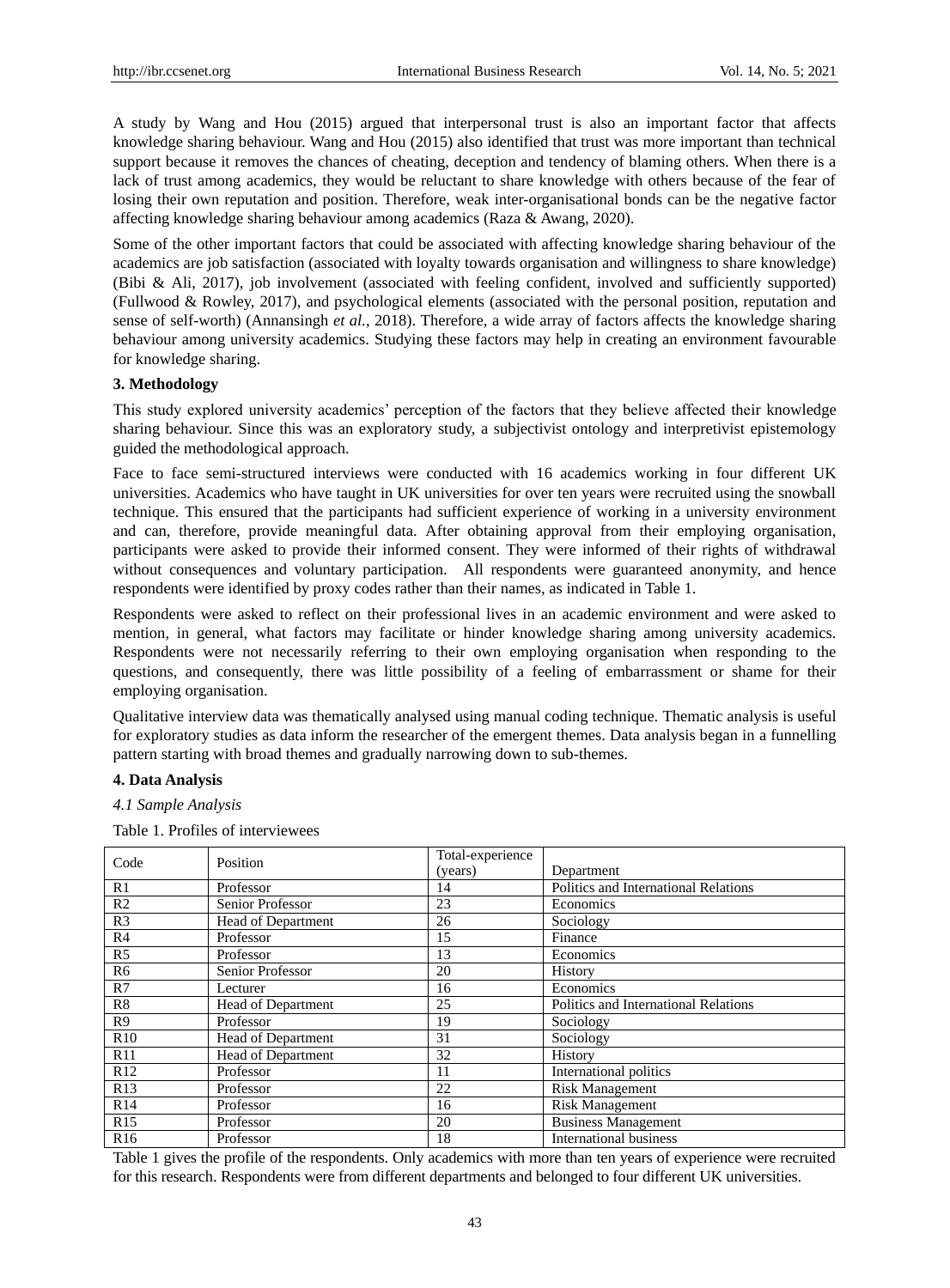A study by Wang and Hou (2015) argued that interpersonal trust is also an important factor that affects knowledge sharing behaviour. Wang and Hou (2015) also identified that trust was more important than technical support because it removes the chances of cheating, deception and tendency of blaming others. When there is a lack of trust among academics, they would be reluctant to share knowledge with others because of the fear of losing their own reputation and position. Therefore, weak inter-organisational bonds can be the negative factor affecting knowledge sharing behaviour among academics (Raza & Awang, 2020).

Some of the other important factors that could be associated with affecting knowledge sharing behaviour of the academics are job satisfaction (associated with loyalty towards organisation and willingness to share knowledge) (Bibi & Ali, 2017), job involvement (associated with feeling confident, involved and sufficiently supported) (Fullwood & Rowley, 2017), and psychological elements (associated with the personal position, reputation and sense of self-worth) (Annansingh *et al.*, 2018). Therefore, a wide array of factors affects the knowledge sharing behaviour among university academics. Studying these factors may help in creating an environment favourable for knowledge sharing.

## 3. Methodology

This study explored university academics' perception of the factors that they believe affected their knowledge sharing behaviour. Since this was an exploratory study, a subjectivist ontology and interpretivist epistemology guided the methodological approach.

Face to face semi-structured interviews were conducted with 16 academics working in four different UK universities. Academics who have taught in UK universities for over ten years were recruited using the snowball technique. This ensured that the participants had sufficient experience of working in a university environment and can, therefore, provide meaningful data. After obtaining approval from their employing organisation, participants were asked to provide their informed consent. They were informed of their rights of withdrawal without consequences and voluntary participation. All respondents were guaranteed anonymity, and hence respondents were identified by proxy codes rather than their names, as indicated in Table 1.

Respondents were asked to reflect on their professional lives in an academic environment and were asked to mention, in general, what factors may facilitate or hinder knowledge sharing among university academics. Respondents were not necessarily referring to their own employing organisation when responding to the questions, and consequently, there was little possibility of a feeling of embarrassment or shame for their employing organisation.

Qualitative interview data was thematically analysed using manual coding technique. Thematic analysis is useful for exploratory studies as data inform the researcher of the emergent themes. Data analysis began in a funnelling pattern starting with broad themes and gradually narrowing down to sub-themes.

## 4. Data Analysis

### *4.1 Sample Analysis*

Table 1. Profiles of interviewees

| Code | Position | Total-experience (years) | Department |
|---|---|---|---|
| R1 | Professor | 14 | Politics and International Relations |
| R2 | Senior Professor | 23 | Economics |
| R3 | Head of Department | 26 | Sociology |
| R4 | Professor | 15 | Finance |
| R5 | Professor | 13 | Economics |
| R6 | Senior Professor | 20 | History |
| R7 | Lecturer | 16 | Economics |
| R8 | Head of Department | 25 | Politics and International Relations |
| R9 | Professor | 19 | Sociology |
| R10 | Head of Department | 31 | Sociology |
| R11 | Head of Department | 32 | History |
| R12 | Professor | 11 | International politics |
| R13 | Professor | 22 | Risk Management |
| R14 | Professor | 16 | Risk Management |
| R15 | Professor | 20 | Business Management |
| R16 | Professor | 18 | International business |

Table 1 gives the profile of the respondents. Only academics with more than ten years of experience were recruited for this research. Respondents were from different departments and belonged to four different UK universities.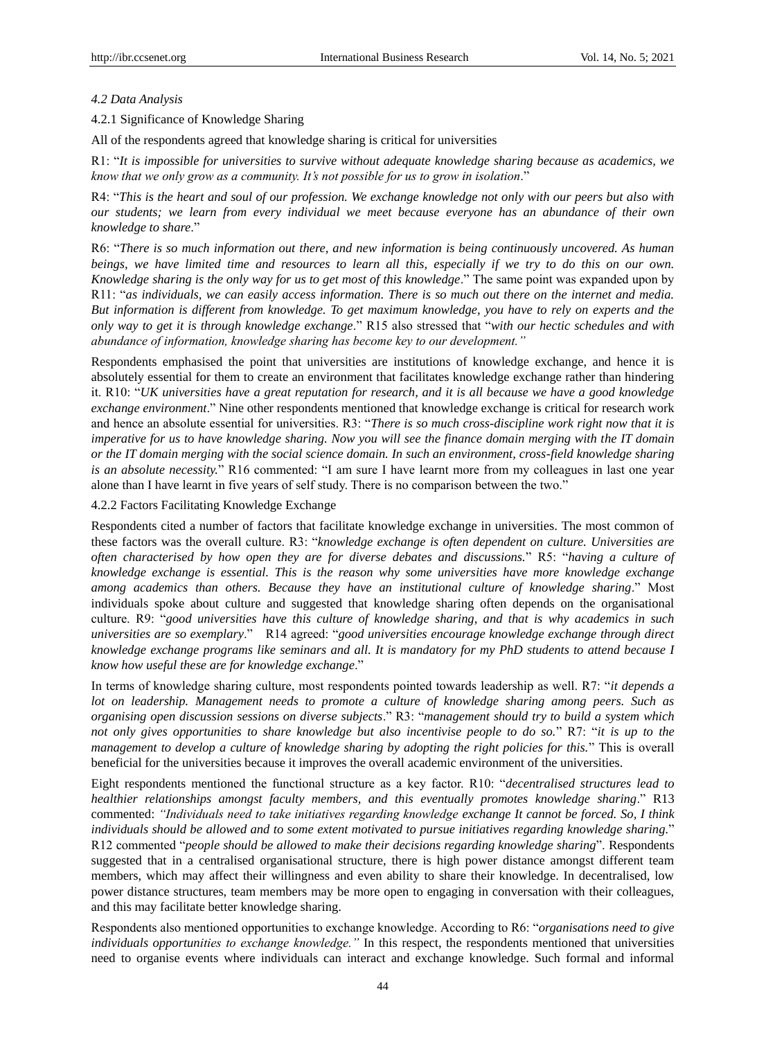*4.2 Data Analysis*

4.2.1 Significance of Knowledge Sharing

All of the respondents agreed that knowledge sharing is critical for universities

R1: "*It is impossible for universities to survive without adequate knowledge sharing because as academics, we know that we only grow as a community. It's not possible for us to grow in isolation*."

R4: "*This is the heart and soul of our profession. We exchange knowledge not only with our peers but also with our students; we learn from every individual we meet because everyone has an abundance of their own knowledge to share*."

R6: "*There is so much information out there, and new information is being continuously uncovered. As human beings, we have limited time and resources to learn all this, especially if we try to do this on our own. Knowledge sharing is the only way for us to get most of this knowledge*." The same point was expanded upon by R11: "*as individuals, we can easily access information. There is so much out there on the internet and media. But information is different from knowledge. To get maximum knowledge, you have to rely on experts and the only way to get it is through knowledge exchange*." R15 also stressed that "*with our hectic schedules and with abundance of information, knowledge sharing has become key to our development."*

Respondents emphasised the point that universities are institutions of knowledge exchange, and hence it is absolutely essential for them to create an environment that facilitates knowledge exchange rather than hindering it. R10: "*UK universities have a great reputation for research, and it is all because we have a good knowledge exchange environment*." Nine other respondents mentioned that knowledge exchange is critical for research work and hence an absolute essential for universities. R3: "*There is so much cross-discipline work right now that it is imperative for us to have knowledge sharing. Now you will see the finance domain merging with the IT domain or the IT domain merging with the social science domain. In such an environment, cross-field knowledge sharing is an absolute necessity.*" R16 commented: "I am sure I have learnt more from my colleagues in last one year alone than I have learnt in five years of self study. There is no comparison between the two."

4.2.2 Factors Facilitating Knowledge Exchange

Respondents cited a number of factors that facilitate knowledge exchange in universities. The most common of these factors was the overall culture. R3: "*knowledge exchange is often dependent on culture. Universities are often characterised by how open they are for diverse debates and discussions.*" R5: "*having a culture of knowledge exchange is essential. This is the reason why some universities have more knowledge exchange among academics than others. Because they have an institutional culture of knowledge sharing*." Most individuals spoke about culture and suggested that knowledge sharing often depends on the organisational culture. R9: "*good universities have this culture of knowledge sharing, and that is why academics in such universities are so exemplary*." R14 agreed: "*good universities encourage knowledge exchange through direct knowledge exchange programs like seminars and all. It is mandatory for my PhD students to attend because I know how useful these are for knowledge exchange*."

In terms of knowledge sharing culture, most respondents pointed towards leadership as well. R7: "*it depends a lot on leadership. Management needs to promote a culture of knowledge sharing among peers. Such as organising open discussion sessions on diverse subjects*." R3: "*management should try to build a system which not only gives opportunities to share knowledge but also incentivise people to do so.*" R7: "*it is up to the management to develop a culture of knowledge sharing by adopting the right policies for this.*" This is overall beneficial for the universities because it improves the overall academic environment of the universities.

Eight respondents mentioned the functional structure as a key factor. R10: "*decentralised structures lead to healthier relationships amongst faculty members, and this eventually promotes knowledge sharing*." R13 commented: *"Individuals need to take initiatives regarding knowledge exchange It cannot be forced. So, I think individuals should be allowed and to some extent motivated to pursue initiatives regarding knowledge sharing*." R12 commented "*people should be allowed to make their decisions regarding knowledge sharing*". Respondents suggested that in a centralised organisational structure, there is high power distance amongst different team members, which may affect their willingness and even ability to share their knowledge. In decentralised, low power distance structures, team members may be more open to engaging in conversation with their colleagues, and this may facilitate better knowledge sharing.

Respondents also mentioned opportunities to exchange knowledge. According to R6: "*organisations need to give individuals opportunities to exchange knowledge."* In this respect, the respondents mentioned that universities need to organise events where individuals can interact and exchange knowledge. Such formal and informal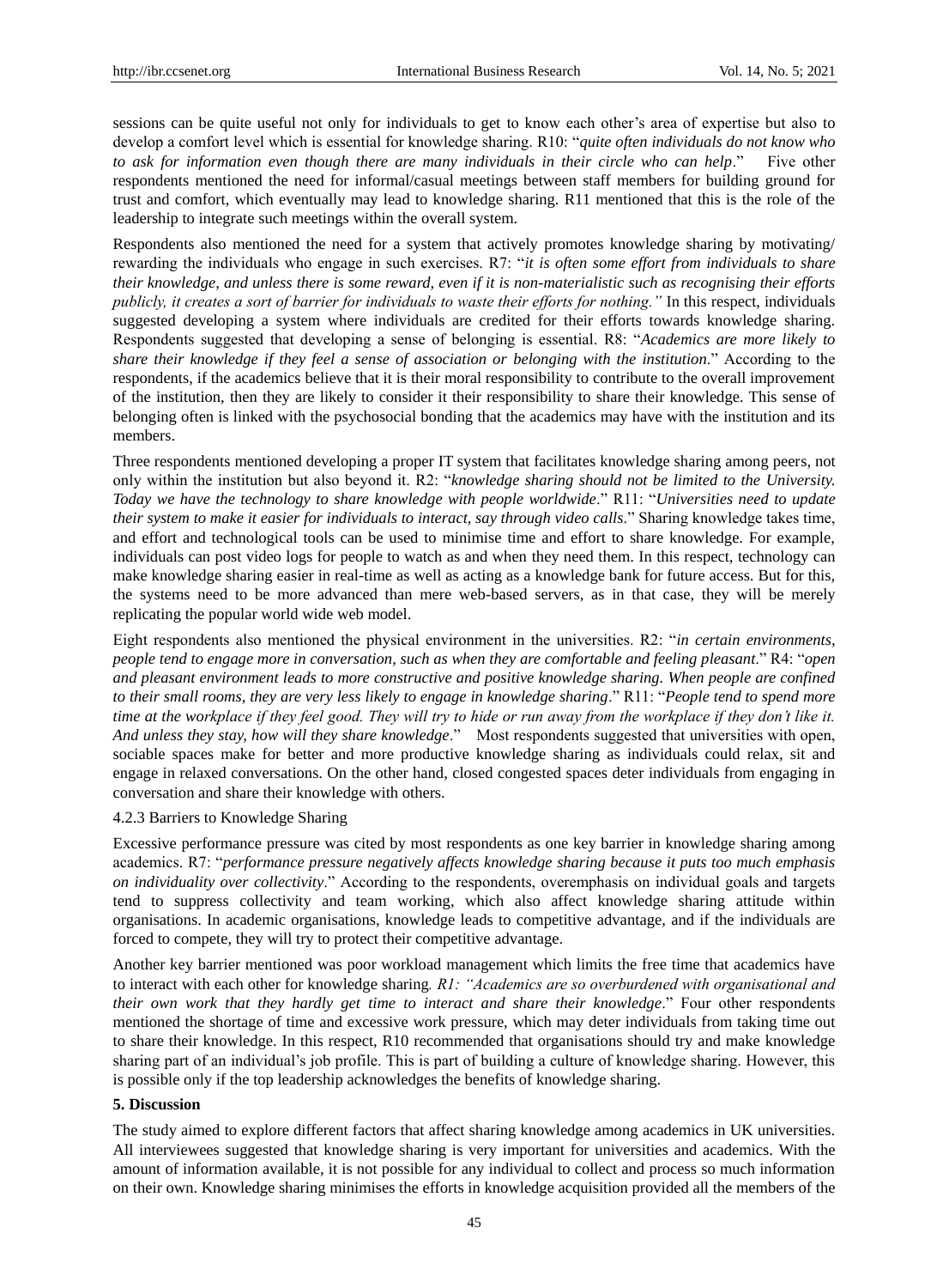sessions can be quite useful not only for individuals to get to know each other's area of expertise but also to develop a comfort level which is essential for knowledge sharing. R10: "*quite often individuals do not know who to ask for information even though there are many individuals in their circle who can help*." Five other respondents mentioned the need for informal/casual meetings between staff members for building ground for trust and comfort, which eventually may lead to knowledge sharing. R11 mentioned that this is the role of the leadership to integrate such meetings within the overall system.

Respondents also mentioned the need for a system that actively promotes knowledge sharing by motivating/ rewarding the individuals who engage in such exercises. R7: "*it is often some effort from individuals to share their knowledge, and unless there is some reward, even if it is non-materialistic such as recognising their efforts publicly, it creates a sort of barrier for individuals to waste their efforts for nothing."* In this respect, individuals suggested developing a system where individuals are credited for their efforts towards knowledge sharing. Respondents suggested that developing a sense of belonging is essential. R8: "*Academics are more likely to share their knowledge if they feel a sense of association or belonging with the institution*." According to the respondents, if the academics believe that it is their moral responsibility to contribute to the overall improvement of the institution, then they are likely to consider it their responsibility to share their knowledge. This sense of belonging often is linked with the psychosocial bonding that the academics may have with the institution and its members.

Three respondents mentioned developing a proper IT system that facilitates knowledge sharing among peers, not only within the institution but also beyond it. R2: "*knowledge sharing should not be limited to the University. Today we have the technology to share knowledge with people worldwide*." R11: "*Universities need to update their system to make it easier for individuals to interact, say through video calls*." Sharing knowledge takes time, and effort and technological tools can be used to minimise time and effort to share knowledge. For example, individuals can post video logs for people to watch as and when they need them. In this respect, technology can make knowledge sharing easier in real-time as well as acting as a knowledge bank for future access. But for this, the systems need to be more advanced than mere web-based servers, as in that case, they will be merely replicating the popular world wide web model.

Eight respondents also mentioned the physical environment in the universities. R2: "*in certain environments, people tend to engage more in conversation, such as when they are comfortable and feeling pleasant*." R4: "*open and pleasant environment leads to more constructive and positive knowledge sharing. When people are confined to their small rooms, they are very less likely to engage in knowledge sharing*." R11: "*People tend to spend more time at the workplace if they feel good. They will try to hide or run away from the workplace if they don't like it. And unless they stay, how will they share knowledge*." Most respondents suggested that universities with open, sociable spaces make for better and more productive knowledge sharing as individuals could relax, sit and engage in relaxed conversations. On the other hand, closed congested spaces deter individuals from engaging in conversation and share their knowledge with others.

#### 4.2.3 Barriers to Knowledge Sharing

Excessive performance pressure was cited by most respondents as one key barrier in knowledge sharing among academics. R7: "*performance pressure negatively affects knowledge sharing because it puts too much emphasis on individuality over collectivity*." According to the respondents, overemphasis on individual goals and targets tend to suppress collectivity and team working, which also affect knowledge sharing attitude within organisations. In academic organisations, knowledge leads to competitive advantage, and if the individuals are forced to compete, they will try to protect their competitive advantage.

Another key barrier mentioned was poor workload management which limits the free time that academics have to interact with each other for knowledge sharing*. R1: "Academics are so overburdened with organisational and their own work that they hardly get time to interact and share their knowledge*." Four other respondents mentioned the shortage of time and excessive work pressure, which may deter individuals from taking time out to share their knowledge. In this respect, R10 recommended that organisations should try and make knowledge sharing part of an individual's job profile. This is part of building a culture of knowledge sharing. However, this is possible only if the top leadership acknowledges the benefits of knowledge sharing.

## 5. Discussion

The study aimed to explore different factors that affect sharing knowledge among academics in UK universities. All interviewees suggested that knowledge sharing is very important for universities and academics. With the amount of information available, it is not possible for any individual to collect and process so much information on their own. Knowledge sharing minimises the efforts in knowledge acquisition provided all the members of the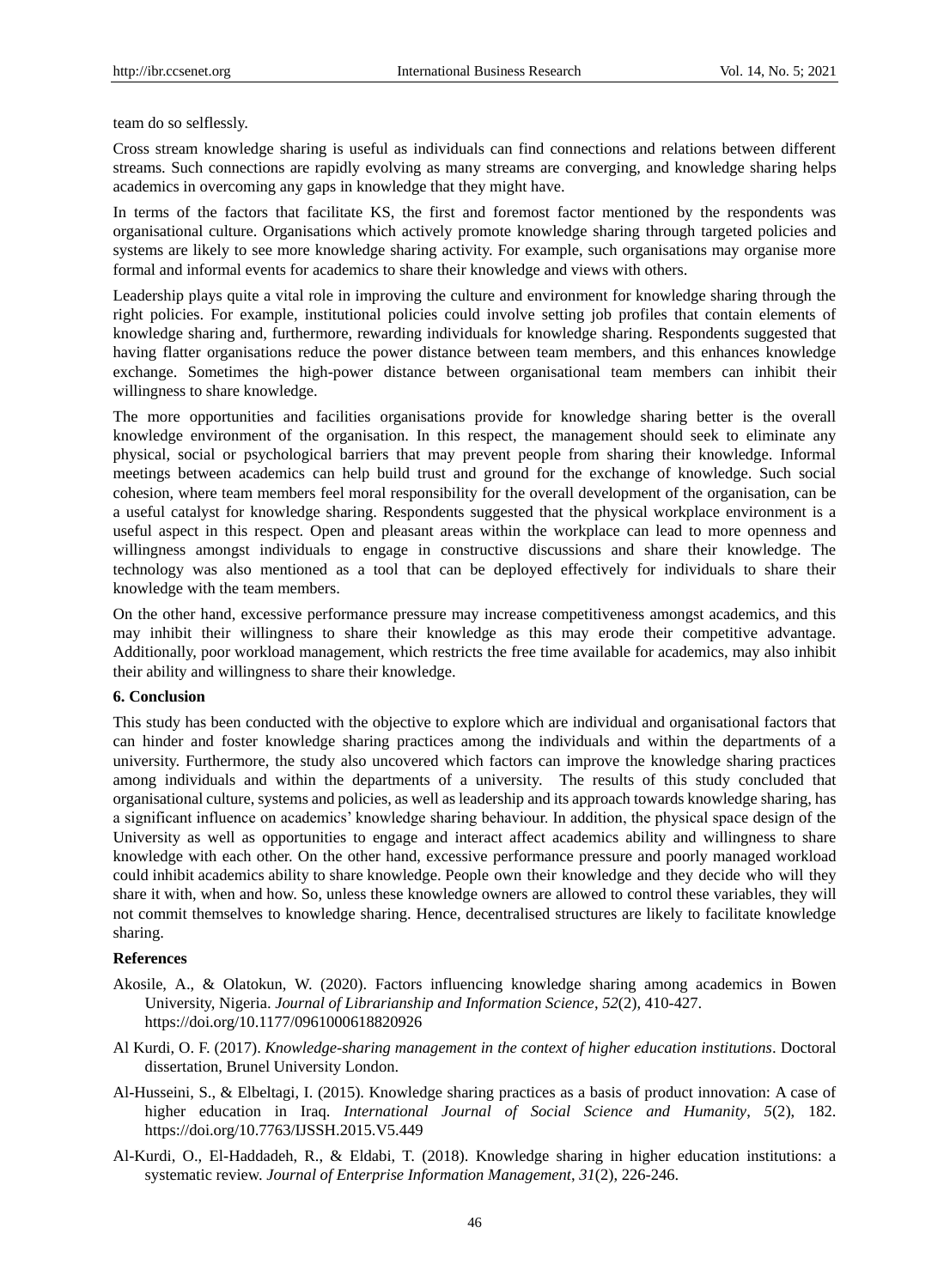team do so selflessly.

Cross stream knowledge sharing is useful as individuals can find connections and relations between different streams. Such connections are rapidly evolving as many streams are converging, and knowledge sharing helps academics in overcoming any gaps in knowledge that they might have.

In terms of the factors that facilitate KS, the first and foremost factor mentioned by the respondents was organisational culture. Organisations which actively promote knowledge sharing through targeted policies and systems are likely to see more knowledge sharing activity. For example, such organisations may organise more formal and informal events for academics to share their knowledge and views with others.

Leadership plays quite a vital role in improving the culture and environment for knowledge sharing through the right policies. For example, institutional policies could involve setting job profiles that contain elements of knowledge sharing and, furthermore, rewarding individuals for knowledge sharing. Respondents suggested that having flatter organisations reduce the power distance between team members, and this enhances knowledge exchange. Sometimes the high-power distance between organisational team members can inhibit their willingness to share knowledge.

The more opportunities and facilities organisations provide for knowledge sharing better is the overall knowledge environment of the organisation. In this respect, the management should seek to eliminate any physical, social or psychological barriers that may prevent people from sharing their knowledge. Informal meetings between academics can help build trust and ground for the exchange of knowledge. Such social cohesion, where team members feel moral responsibility for the overall development of the organisation, can be a useful catalyst for knowledge sharing. Respondents suggested that the physical workplace environment is a useful aspect in this respect. Open and pleasant areas within the workplace can lead to more openness and willingness amongst individuals to engage in constructive discussions and share their knowledge. The technology was also mentioned as a tool that can be deployed effectively for individuals to share their knowledge with the team members.

On the other hand, excessive performance pressure may increase competitiveness amongst academics, and this may inhibit their willingness to share their knowledge as this may erode their competitive advantage. Additionally, poor workload management, which restricts the free time available for academics, may also inhibit their ability and willingness to share their knowledge.

## 6. Conclusion

This study has been conducted with the objective to explore which are individual and organisational factors that can hinder and foster knowledge sharing practices among the individuals and within the departments of a university. Furthermore, the study also uncovered which factors can improve the knowledge sharing practices among individuals and within the departments of a university. The results of this study concluded that organisational culture, systems and policies, as well as leadership and its approach towards knowledge sharing, has a significant influence on academics' knowledge sharing behaviour. In addition, the physical space design of the University as well as opportunities to engage and interact affect academics ability and willingness to share knowledge with each other. On the other hand, excessive performance pressure and poorly managed workload could inhibit academics ability to share knowledge. People own their knowledge and they decide who will they share it with, when and how. So, unless these knowledge owners are allowed to control these variables, they will not commit themselves to knowledge sharing. Hence, decentralised structures are likely to facilitate knowledge sharing.

## References

Akosile, A., & Olatokun, W. (2020). Factors influencing knowledge sharing among academics in Bowen University, Nigeria. *Journal of Librarianship and Information Science*, *52*(2), 410-427. https://doi.org/10.1177/0961000618820926

Al Kurdi, O. F. (2017). *Knowledge-sharing management in the context of higher education institutions*. Doctoral dissertation, Brunel University London.

Al-Husseini, S., & Elbeltagi, I. (2015). Knowledge sharing practices as a basis of product innovation: A case of higher education in Iraq. *International Journal of Social Science and Humanity*, *5*(2), 182. https://doi.org/10.7763/IJSSH.2015.V5.449

Al-Kurdi, O., El-Haddadeh, R., & Eldabi, T. (2018). Knowledge sharing in higher education institutions: a systematic review. *Journal of Enterprise Information Management*, *31*(2), 226-246.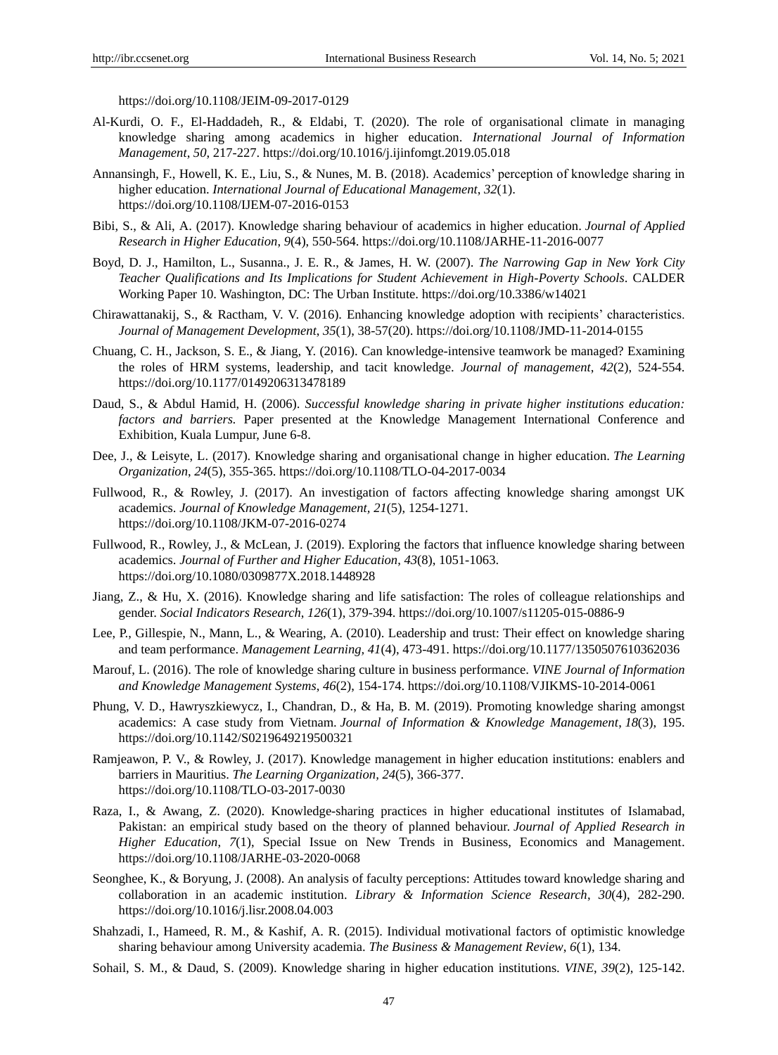https://doi.org/10.1108/JEIM-09-2017-0129

Al-Kurdi, O. F., El-Haddadeh, R., & Eldabi, T. (2020). The role of organisational climate in managing knowledge sharing among academics in higher education. *International Journal of Information Management*, *50*, 217-227. https://doi.org/10.1016/j.ijinfomgt.2019.05.018

Annansingh, F., Howell, K. E., Liu, S., & Nunes, M. B. (2018). Academics' perception of knowledge sharing in higher education. *International Journal of Educational Management*, *32*(1). https://doi.org/10.1108/IJEM-07-2016-0153

Bibi, S., & Ali, A. (2017). Knowledge sharing behaviour of academics in higher education. *Journal of Applied Research in Higher Education*, *9*(4), 550-564. https://doi.org/10.1108/JARHE-11-2016-0077

Boyd, D. J., Hamilton, L., Susanna., J. E. R., & James, H. W. (2007). *The Narrowing Gap in New York City Teacher Qualifications and Its Implications for Student Achievement in High-Poverty Schools*. CALDER Working Paper 10. Washington, DC: The Urban Institute. https://doi.org/10.3386/w14021

Chirawattanakij, S., & Ractham, V. V. (2016). Enhancing knowledge adoption with recipients' characteristics. *Journal of Management Development*, *35*(1), 38-57(20). https://doi.org/10.1108/JMD-11-2014-0155

Chuang, C. H., Jackson, S. E., & Jiang, Y. (2016). Can knowledge-intensive teamwork be managed? Examining the roles of HRM systems, leadership, and tacit knowledge. *Journal of management*, *42*(2), 524-554. https://doi.org/10.1177/0149206313478189

Daud, S., & Abdul Hamid, H. (2006). *Successful knowledge sharing in private higher institutions education: factors and barriers*. Paper presented at the Knowledge Management International Conference and Exhibition, Kuala Lumpur, June 6-8.

Dee, J., & Leisyte, L. (2017). Knowledge sharing and organisational change in higher education. *The Learning Organization*, *24*(5), 355-365. https://doi.org/10.1108/TLO-04-2017-0034

Fullwood, R., & Rowley, J. (2017). An investigation of factors affecting knowledge sharing amongst UK academics. *Journal of Knowledge Management*, *21*(5), 1254-1271. https://doi.org/10.1108/JKM-07-2016-0274

Fullwood, R., Rowley, J., & McLean, J. (2019). Exploring the factors that influence knowledge sharing between academics. *Journal of Further and Higher Education*, *43*(8), 1051-1063. https://doi.org/10.1080/0309877X.2018.1448928

Jiang, Z., & Hu, X. (2016). Knowledge sharing and life satisfaction: The roles of colleague relationships and gender. *Social Indicators Research*, *126*(1), 379-394. https://doi.org/10.1007/s11205-015-0886-9

Lee, P., Gillespie, N., Mann, L., & Wearing, A. (2010). Leadership and trust: Their effect on knowledge sharing and team performance. *Management Learning*, *41*(4), 473-491. https://doi.org/10.1177/1350507610362036

Marouf, L. (2016). The role of knowledge sharing culture in business performance. *VINE Journal of Information and Knowledge Management Systems*, *46*(2), 154-174. https://doi.org/10.1108/VJIKMS-10-2014-0061

Phung, V. D., Hawryszkiewycz, I., Chandran, D., & Ha, B. M. (2019). Promoting knowledge sharing amongst academics: A case study from Vietnam. *Journal of Information & Knowledge Management*, *18*(3), 195. https://doi.org/10.1142/S0219649219500321

Ramjeawon, P. V., & Rowley, J. (2017). Knowledge management in higher education institutions: enablers and barriers in Mauritius. *The Learning Organization*, *24*(5), 366-377. https://doi.org/10.1108/TLO-03-2017-0030

Raza, I., & Awang, Z. (2020). Knowledge-sharing practices in higher educational institutes of Islamabad, Pakistan: an empirical study based on the theory of planned behaviour. *Journal of Applied Research in Higher Education*, *7*(1), Special Issue on New Trends in Business, Economics and Management. https://doi.org/10.1108/JARHE-03-2020-0068

Seonghee, K., & Boryung, J. (2008). An analysis of faculty perceptions: Attitudes toward knowledge sharing and collaboration in an academic institution. *Library & Information Science Research*, *30*(4), 282-290. https://doi.org/10.1016/j.lisr.2008.04.003

Shahzadi, I., Hameed, R. M., & Kashif, A. R. (2015). Individual motivational factors of optimistic knowledge sharing behaviour among University academia. *The Business & Management Review*, *6*(1), 134.

Sohail, S. M., & Daud, S. (2009). Knowledge sharing in higher education institutions. *VINE*, *39*(2), 125-142.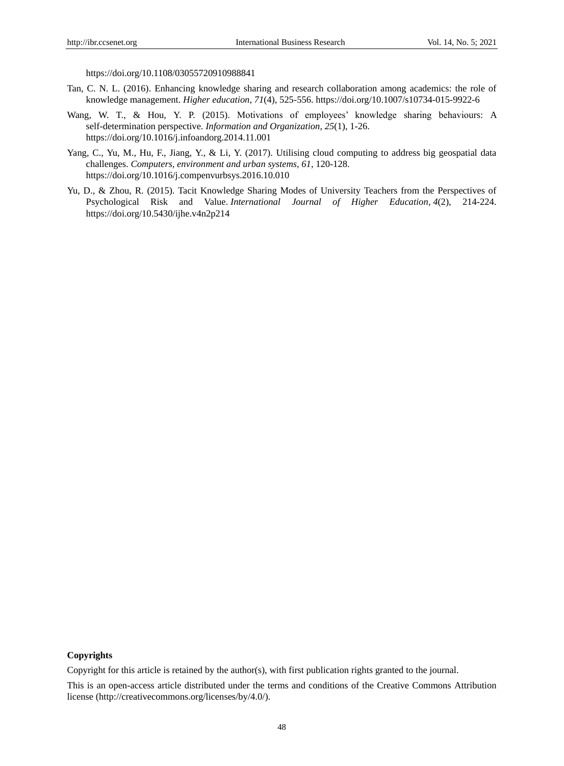https://doi.org/10.1108/03055720910988841

Tan, C. N. L. (2016). Enhancing knowledge sharing and research collaboration among academics: the role of knowledge management. *Higher education*, *71*(4), 525-556. https://doi.org/10.1007/s10734-015-9922-6

Wang, W. T., & Hou, Y. P. (2015). Motivations of employees' knowledge sharing behaviours: A self-determination perspective. *Information and Organization*, *25*(1), 1-26. https://doi.org/10.1016/j.infoandorg.2014.11.001

Yang, C., Yu, M., Hu, F., Jiang, Y., & Li, Y. (2017). Utilising cloud computing to address big geospatial data challenges. *Computers, environment and urban systems*, *61*, 120-128. https://doi.org/10.1016/j.compenvurbsys.2016.10.010

Yu, D., & Zhou, R. (2015). Tacit Knowledge Sharing Modes of University Teachers from the Perspectives of Psychological Risk and Value. *International Journal of Higher Education*, *4*(2), 214-224. https://doi.org/10.5430/ijhe.v4n2p214

**Copyrights**

Copyright for this article is retained by the author(s), with first publication rights granted to the journal.

This is an open-access article distributed under the terms and conditions of the Creative Commons Attribution license (http://creativecommons.org/licenses/by/4.0/).